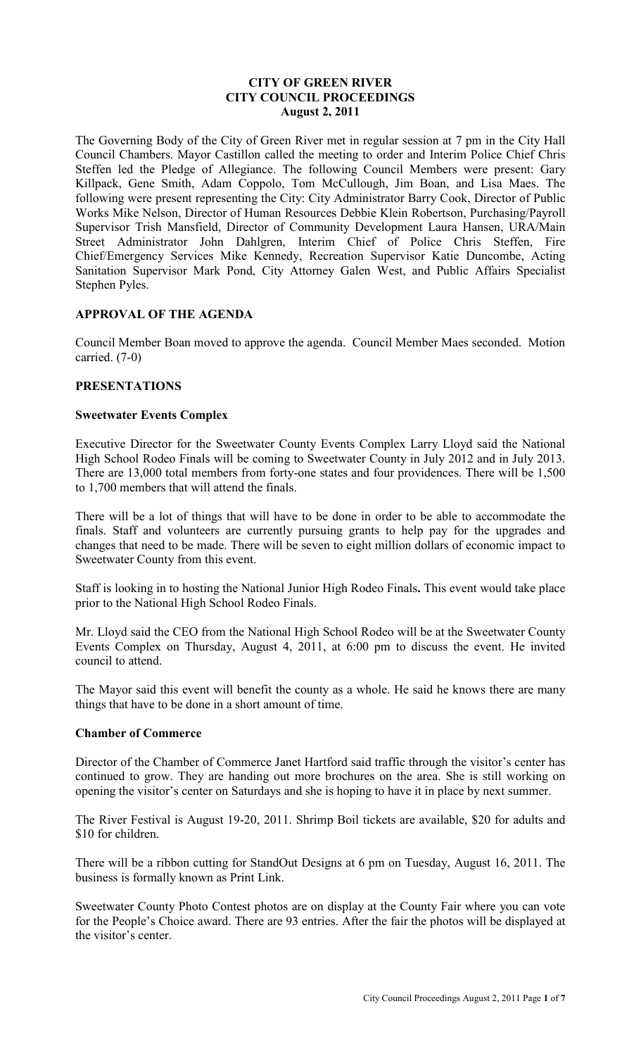# CITY OF GREEN RIVER
## CITY COUNCIL PROCEEDINGS
### August 2, 2011

The Governing Body of the City of Green River met in regular session at 7 pm in the City Hall Council Chambers. Mayor Castillon called the meeting to order and Interim Police Chief Chris Steffen led the Pledge of Allegiance. The following Council Members were present: Gary Killpack, Gene Smith, Adam Coppolo, Tom McCullough, Jim Boan, and Lisa Maes. The following were present representing the City: City Administrator Barry Cook, Director of Public Works Mike Nelson, Director of Human Resources Debbie Klein Robertson, Purchasing/Payroll Supervisor Trish Mansfield, Director of Community Development Laura Hansen, URA/Main Street Administrator John Dahlgren, Interim Chief of Police Chris Steffen, Fire Chief/Emergency Services Mike Kennedy, Recreation Supervisor Katie Duncombe, Acting Sanitation Supervisor Mark Pond, City Attorney Galen West, and Public Affairs Specialist Stephen Pyles.

## APPROVAL OF THE AGENDA

Council Member Boan moved to approve the agenda. Council Member Maes seconded. Motion carried. (7-0)

## PRESENTATIONS

### Sweetwater Events Complex

Executive Director for the Sweetwater County Events Complex Larry Lloyd said the National High School Rodeo Finals will be coming to Sweetwater County in July 2012 and in July 2013. There are 13,000 total members from forty-one states and four providences. There will be 1,500 to 1,700 members that will attend the finals.

There will be a lot of things that will have to be done in order to be able to accommodate the finals. Staff and volunteers are currently pursuing grants to help pay for the upgrades and changes that need to be made. There will be seven to eight million dollars of economic impact to Sweetwater County from this event.

Staff is looking in to hosting the National Junior High Rodeo Finals**.** This event would take place prior to the National High School Rodeo Finals.

Mr. Lloyd said the CEO from the National High School Rodeo will be at the Sweetwater County Events Complex on Thursday, August 4, 2011, at 6:00 pm to discuss the event. He invited council to attend.

The Mayor said this event will benefit the county as a whole. He said he knows there are many things that have to be done in a short amount of time.

### Chamber of Commerce

Director of the Chamber of Commerce Janet Hartford said traffic through the visitor's center has continued to grow. They are handing out more brochures on the area. She is still working on opening the visitor's center on Saturdays and she is hoping to have it in place by next summer.

The River Festival is August 19-20, 2011. Shrimp Boil tickets are available, $20 for adults and $10 for children.

There will be a ribbon cutting for StandOut Designs at 6 pm on Tuesday, August 16, 2011. The business is formally known as Print Link.

Sweetwater County Photo Contest photos are on display at the County Fair where you can vote for the People's Choice award. There are 93 entries. After the fair the photos will be displayed at the visitor's center.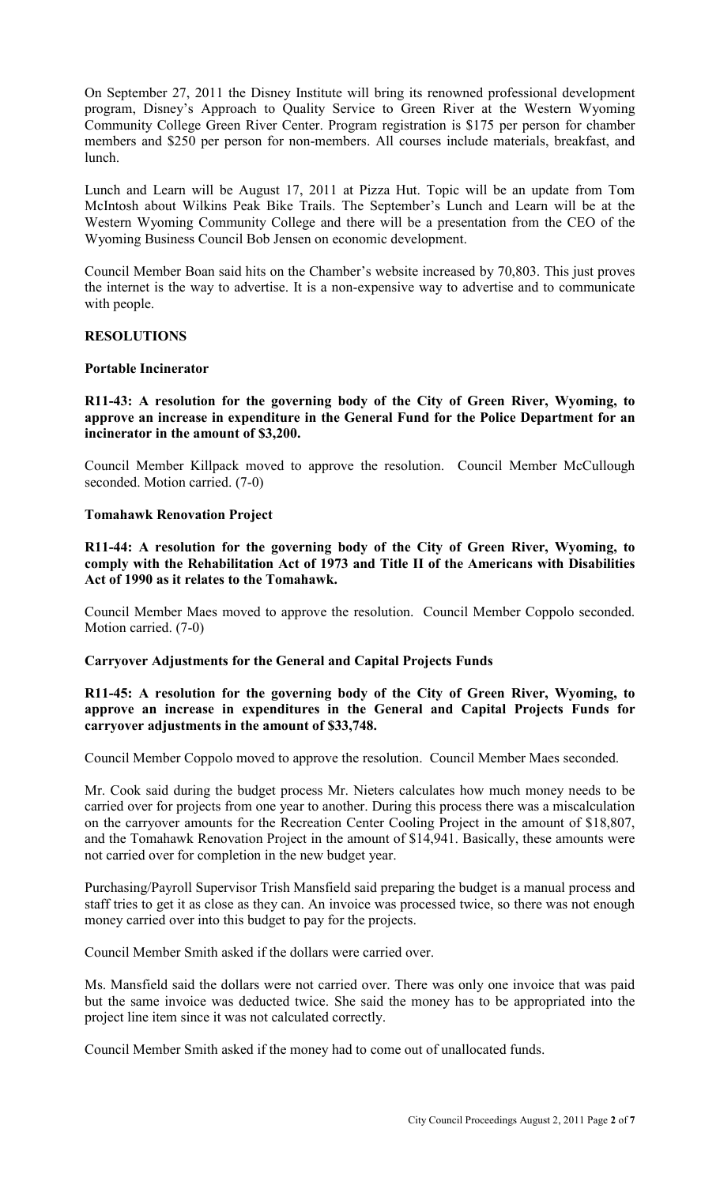On September 27, 2011 the Disney Institute will bring its renowned professional development program, Disney's Approach to Quality Service to Green River at the Western Wyoming Community College Green River Center. Program registration is $175 per person for chamber members and $250 per person for non-members. All courses include materials, breakfast, and lunch.

Lunch and Learn will be August 17, 2011 at Pizza Hut. Topic will be an update from Tom McIntosh about Wilkins Peak Bike Trails. The September's Lunch and Learn will be at the Western Wyoming Community College and there will be a presentation from the CEO of the Wyoming Business Council Bob Jensen on economic development.

Council Member Boan said hits on the Chamber's website increased by 70,803. This just proves the internet is the way to advertise. It is a non-expensive way to advertise and to communicate with people.

**RESOLUTIONS**

**Portable Incinerator**

**R11-43: A resolution for the governing body of the City of Green River, Wyoming, to approve an increase in expenditure in the General Fund for the Police Department for an incinerator in the amount of $3,200.**

Council Member Killpack moved to approve the resolution. Council Member McCullough seconded. Motion carried. (7-0)

**Tomahawk Renovation Project**

**R11-44: A resolution for the governing body of the City of Green River, Wyoming, to comply with the Rehabilitation Act of 1973 and Title II of the Americans with Disabilities Act of 1990 as it relates to the Tomahawk.**

Council Member Maes moved to approve the resolution. Council Member Coppolo seconded. Motion carried. (7-0)

**Carryover Adjustments for the General and Capital Projects Funds**

**R11-45: A resolution for the governing body of the City of Green River, Wyoming, to approve an increase in expenditures in the General and Capital Projects Funds for carryover adjustments in the amount of $33,748.**

Council Member Coppolo moved to approve the resolution. Council Member Maes seconded.

Mr. Cook said during the budget process Mr. Nieters calculates how much money needs to be carried over for projects from one year to another. During this process there was a miscalculation on the carryover amounts for the Recreation Center Cooling Project in the amount of $18,807, and the Tomahawk Renovation Project in the amount of $14,941. Basically, these amounts were not carried over for completion in the new budget year.

Purchasing/Payroll Supervisor Trish Mansfield said preparing the budget is a manual process and staff tries to get it as close as they can. An invoice was processed twice, so there was not enough money carried over into this budget to pay for the projects.

Council Member Smith asked if the dollars were carried over.

Ms. Mansfield said the dollars were not carried over. There was only one invoice that was paid but the same invoice was deducted twice. She said the money has to be appropriated into the project line item since it was not calculated correctly.

Council Member Smith asked if the money had to come out of unallocated funds.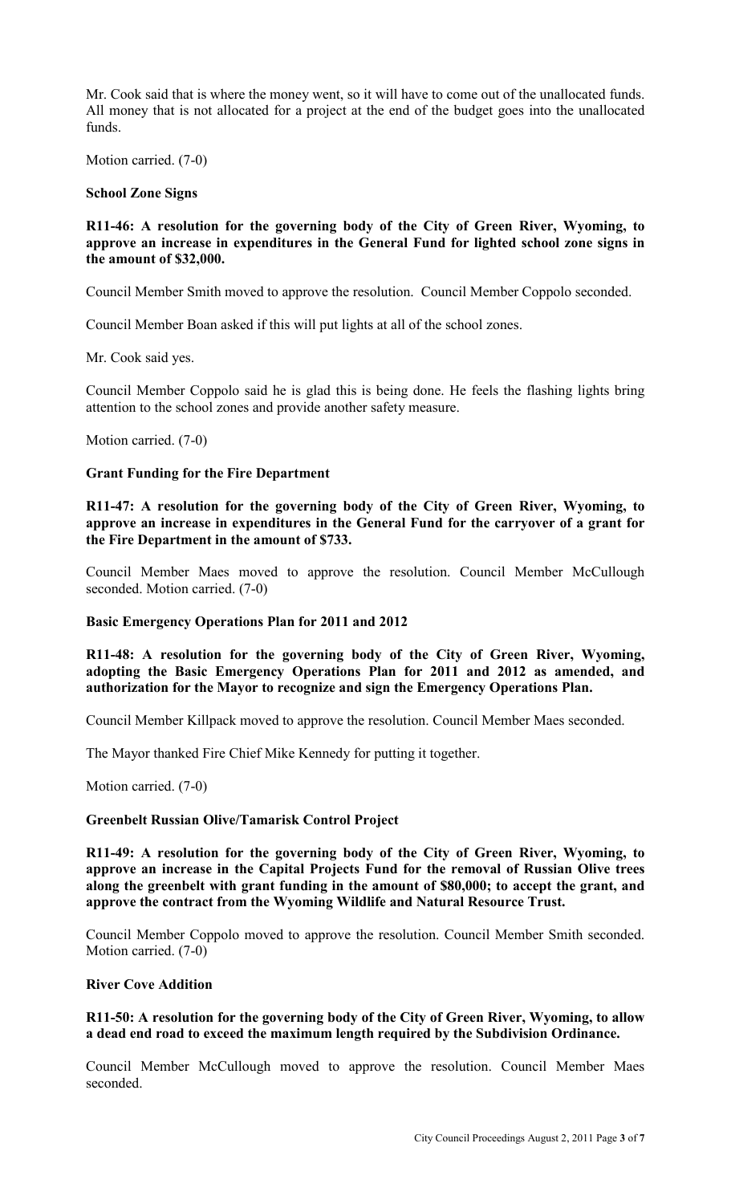Mr. Cook said that is where the money went, so it will have to come out of the unallocated funds. All money that is not allocated for a project at the end of the budget goes into the unallocated funds.

Motion carried. (7-0)

**School Zone Signs**

**R11-46: A resolution for the governing body of the City of Green River, Wyoming, to approve an increase in expenditures in the General Fund for lighted school zone signs in the amount of $32,000.**

Council Member Smith moved to approve the resolution. Council Member Coppolo seconded.

Council Member Boan asked if this will put lights at all of the school zones.

Mr. Cook said yes.

Council Member Coppolo said he is glad this is being done. He feels the flashing lights bring attention to the school zones and provide another safety measure.

Motion carried. (7-0)

**Grant Funding for the Fire Department**

**R11-47: A resolution for the governing body of the City of Green River, Wyoming, to approve an increase in expenditures in the General Fund for the carryover of a grant for the Fire Department in the amount of $733.**

Council Member Maes moved to approve the resolution. Council Member McCullough seconded. Motion carried. (7-0)

**Basic Emergency Operations Plan for 2011 and 2012**

**R11-48: A resolution for the governing body of the City of Green River, Wyoming, adopting the Basic Emergency Operations Plan for 2011 and 2012 as amended, and authorization for the Mayor to recognize and sign the Emergency Operations Plan.**

Council Member Killpack moved to approve the resolution. Council Member Maes seconded.

The Mayor thanked Fire Chief Mike Kennedy for putting it together.

Motion carried. (7-0)

**Greenbelt Russian Olive/Tamarisk Control Project**

**R11-49: A resolution for the governing body of the City of Green River, Wyoming, to approve an increase in the Capital Projects Fund for the removal of Russian Olive trees along the greenbelt with grant funding in the amount of $80,000; to accept the grant, and approve the contract from the Wyoming Wildlife and Natural Resource Trust.**

Council Member Coppolo moved to approve the resolution. Council Member Smith seconded. Motion carried. (7-0)

**River Cove Addition**

**R11-50: A resolution for the governing body of the City of Green River, Wyoming, to allow a dead end road to exceed the maximum length required by the Subdivision Ordinance.**

Council Member McCullough moved to approve the resolution. Council Member Maes seconded.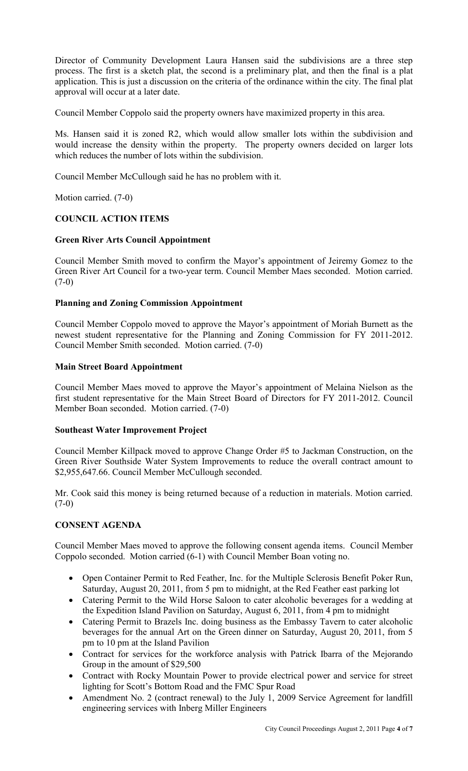Director of Community Development Laura Hansen said the subdivisions are a three step process. The first is a sketch plat, the second is a preliminary plat, and then the final is a plat application. This is just a discussion on the criteria of the ordinance within the city. The final plat approval will occur at a later date.

Council Member Coppolo said the property owners have maximized property in this area.

Ms. Hansen said it is zoned R2, which would allow smaller lots within the subdivision and would increase the density within the property. The property owners decided on larger lots which reduces the number of lots within the subdivision.

Council Member McCullough said he has no problem with it.

Motion carried. (7-0)

## COUNCIL ACTION ITEMS

### Green River Arts Council Appointment

Council Member Smith moved to confirm the Mayor's appointment of Jeiremy Gomez to the Green River Art Council for a two-year term. Council Member Maes seconded. Motion carried. (7-0)

### Planning and Zoning Commission Appointment

Council Member Coppolo moved to approve the Mayor's appointment of Moriah Burnett as the newest student representative for the Planning and Zoning Commission for FY 2011-2012. Council Member Smith seconded. Motion carried. (7-0)

### Main Street Board Appointment

Council Member Maes moved to approve the Mayor's appointment of Melaina Nielson as the first student representative for the Main Street Board of Directors for FY 2011-2012. Council Member Boan seconded. Motion carried. (7-0)

### Southeast Water Improvement Project

Council Member Killpack moved to approve Change Order #5 to Jackman Construction, on the Green River Southside Water System Improvements to reduce the overall contract amount to \$2,955,647.66. Council Member McCullough seconded.

Mr. Cook said this money is being returned because of a reduction in materials. Motion carried. (7-0)

## CONSENT AGENDA

Council Member Maes moved to approve the following consent agenda items. Council Member Coppolo seconded. Motion carried (6-1) with Council Member Boan voting no.

- Open Container Permit to Red Feather, Inc. for the Multiple Sclerosis Benefit Poker Run, Saturday, August 20, 2011, from 5 pm to midnight, at the Red Feather east parking lot
- Catering Permit to the Wild Horse Saloon to cater alcoholic beverages for a wedding at the Expedition Island Pavilion on Saturday, August 6, 2011, from 4 pm to midnight
- Catering Permit to Brazels Inc. doing business as the Embassy Tavern to cater alcoholic beverages for the annual Art on the Green dinner on Saturday, August 20, 2011, from 5 pm to 10 pm at the Island Pavilion
- Contract for services for the workforce analysis with Patrick Ibarra of the Mejorando Group in the amount of \$29,500
- Contract with Rocky Mountain Power to provide electrical power and service for street lighting for Scott's Bottom Road and the FMC Spur Road
- Amendment No. 2 (contract renewal) to the July 1, 2009 Service Agreement for landfill engineering services with Inberg Miller Engineers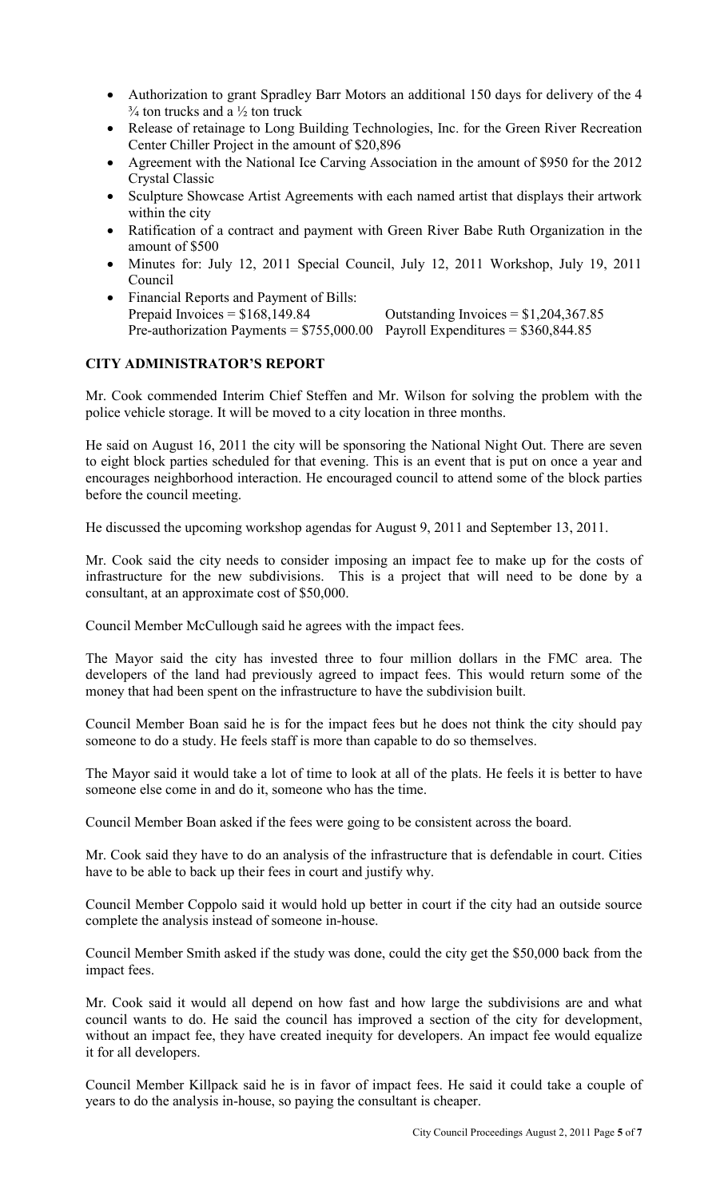- Authorization to grant Spradley Barr Motors an additional 150 days for delivery of the 4 ¾ ton trucks and a ½ ton truck
- Release of retainage to Long Building Technologies, Inc. for the Green River Recreation Center Chiller Project in the amount of $20,896
- Agreement with the National Ice Carving Association in the amount of $950 for the 2012 Crystal Classic
- Sculpture Showcase Artist Agreements with each named artist that displays their artwork within the city
- Ratification of a contract and payment with Green River Babe Ruth Organization in the amount of $500
- Minutes for: July 12, 2011 Special Council, July 12, 2011 Workshop, July 19, 2011 Council
- Financial Reports and Payment of Bills:
  Prepaid Invoices = $168,149.84 Outstanding Invoices = $1,204,367.85
  Pre-authorization Payments = $755,000.00 Payroll Expenditures = $360,844.85

**CITY ADMINISTRATOR'S REPORT**

Mr. Cook commended Interim Chief Steffen and Mr. Wilson for solving the problem with the police vehicle storage. It will be moved to a city location in three months.

He said on August 16, 2011 the city will be sponsoring the National Night Out. There are seven to eight block parties scheduled for that evening. This is an event that is put on once a year and encourages neighborhood interaction. He encouraged council to attend some of the block parties before the council meeting.

He discussed the upcoming workshop agendas for August 9, 2011 and September 13, 2011.

Mr. Cook said the city needs to consider imposing an impact fee to make up for the costs of infrastructure for the new subdivisions. This is a project that will need to be done by a consultant, at an approximate cost of $50,000.

Council Member McCullough said he agrees with the impact fees.

The Mayor said the city has invested three to four million dollars in the FMC area. The developers of the land had previously agreed to impact fees. This would return some of the money that had been spent on the infrastructure to have the subdivision built.

Council Member Boan said he is for the impact fees but he does not think the city should pay someone to do a study. He feels staff is more than capable to do so themselves.

The Mayor said it would take a lot of time to look at all of the plats. He feels it is better to have someone else come in and do it, someone who has the time.

Council Member Boan asked if the fees were going to be consistent across the board.

Mr. Cook said they have to do an analysis of the infrastructure that is defendable in court. Cities have to be able to back up their fees in court and justify why.

Council Member Coppolo said it would hold up better in court if the city had an outside source complete the analysis instead of someone in-house.

Council Member Smith asked if the study was done, could the city get the $50,000 back from the impact fees.

Mr. Cook said it would all depend on how fast and how large the subdivisions are and what council wants to do. He said the council has improved a section of the city for development, without an impact fee, they have created inequity for developers. An impact fee would equalize it for all developers.

Council Member Killpack said he is in favor of impact fees. He said it could take a couple of years to do the analysis in-house, so paying the consultant is cheaper.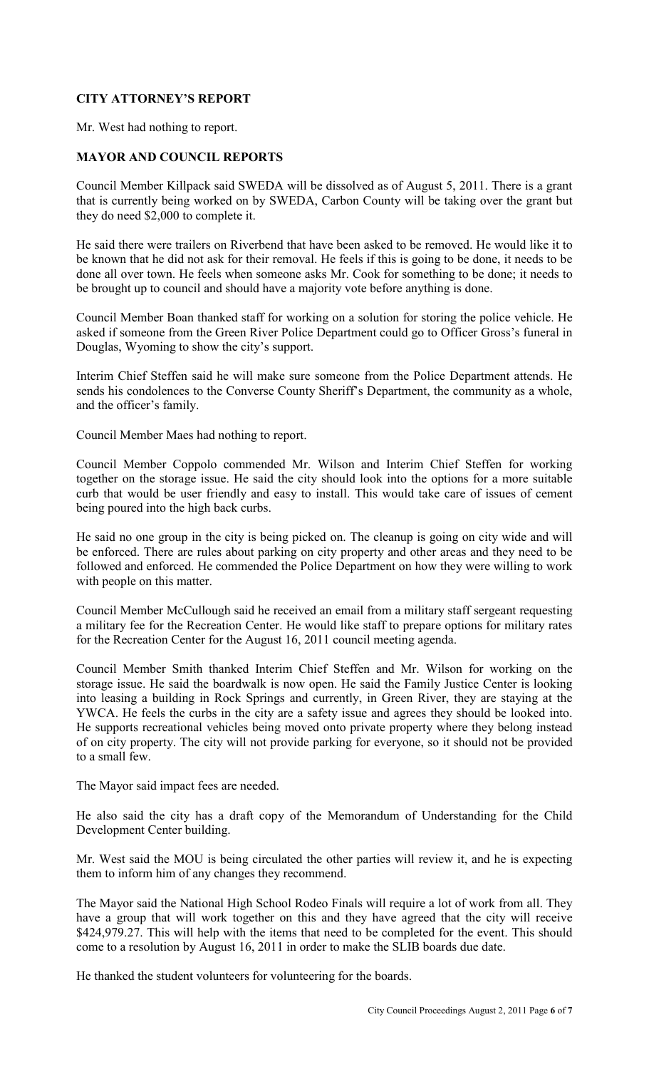## CITY ATTORNEY'S REPORT

Mr. West had nothing to report.

## MAYOR AND COUNCIL REPORTS

Council Member Killpack said SWEDA will be dissolved as of August 5, 2011. There is a grant that is currently being worked on by SWEDA, Carbon County will be taking over the grant but they do need $2,000 to complete it.

He said there were trailers on Riverbend that have been asked to be removed. He would like it to be known that he did not ask for their removal. He feels if this is going to be done, it needs to be done all over town. He feels when someone asks Mr. Cook for something to be done; it needs to be brought up to council and should have a majority vote before anything is done.

Council Member Boan thanked staff for working on a solution for storing the police vehicle. He asked if someone from the Green River Police Department could go to Officer Gross's funeral in Douglas, Wyoming to show the city's support.

Interim Chief Steffen said he will make sure someone from the Police Department attends. He sends his condolences to the Converse County Sheriff's Department, the community as a whole, and the officer's family.

Council Member Maes had nothing to report.

Council Member Coppolo commended Mr. Wilson and Interim Chief Steffen for working together on the storage issue. He said the city should look into the options for a more suitable curb that would be user friendly and easy to install. This would take care of issues of cement being poured into the high back curbs.

He said no one group in the city is being picked on. The cleanup is going on city wide and will be enforced. There are rules about parking on city property and other areas and they need to be followed and enforced. He commended the Police Department on how they were willing to work with people on this matter.

Council Member McCullough said he received an email from a military staff sergeant requesting a military fee for the Recreation Center. He would like staff to prepare options for military rates for the Recreation Center for the August 16, 2011 council meeting agenda.

Council Member Smith thanked Interim Chief Steffen and Mr. Wilson for working on the storage issue. He said the boardwalk is now open. He said the Family Justice Center is looking into leasing a building in Rock Springs and currently, in Green River, they are staying at the YWCA. He feels the curbs in the city are a safety issue and agrees they should be looked into. He supports recreational vehicles being moved onto private property where they belong instead of on city property. The city will not provide parking for everyone, so it should not be provided to a small few.

The Mayor said impact fees are needed.

He also said the city has a draft copy of the Memorandum of Understanding for the Child Development Center building.

Mr. West said the MOU is being circulated the other parties will review it, and he is expecting them to inform him of any changes they recommend.

The Mayor said the National High School Rodeo Finals will require a lot of work from all. They have a group that will work together on this and they have agreed that the city will receive $424,979.27. This will help with the items that need to be completed for the event. This should come to a resolution by August 16, 2011 in order to make the SLIB boards due date.

He thanked the student volunteers for volunteering for the boards.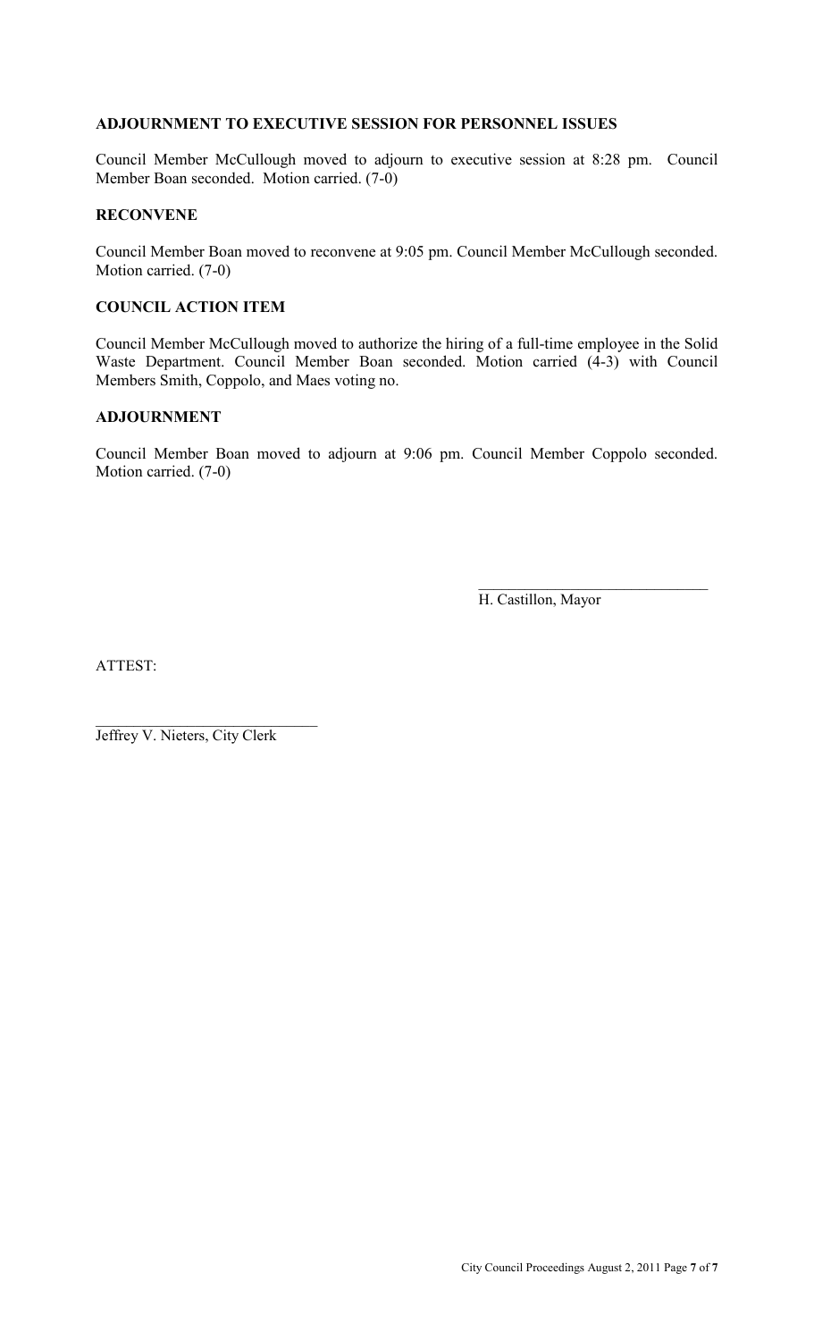**ADJOURNMENT TO EXECUTIVE SESSION FOR PERSONNEL ISSUES**

Council Member McCullough moved to adjourn to executive session at 8:28 pm. Council Member Boan seconded. Motion carried. (7-0)

**RECONVENE**

Council Member Boan moved to reconvene at 9:05 pm. Council Member McCullough seconded. Motion carried. (7-0)

**COUNCIL ACTION ITEM**

Council Member McCullough moved to authorize the hiring of a full-time employee in the Solid Waste Department. Council Member Boan seconded. Motion carried (4-3) with Council Members Smith, Coppolo, and Maes voting no.

**ADJOURNMENT**

Council Member Boan moved to adjourn at 9:06 pm. Council Member Coppolo seconded. Motion carried. (7-0)

\_\_\_\_\_\_\_\_\_\_\_\_\_\_\_\_\_\_\_\_\_\_\_\_\_\_\_\_\_\_

H. Castillon, Mayor

ATTEST:

\_\_\_\_\_\_\_\_\_\_\_\_\_\_\_\_\_\_\_\_\_\_\_\_\_\_\_\_\_\_

Jeffrey V. Nieters, City Clerk